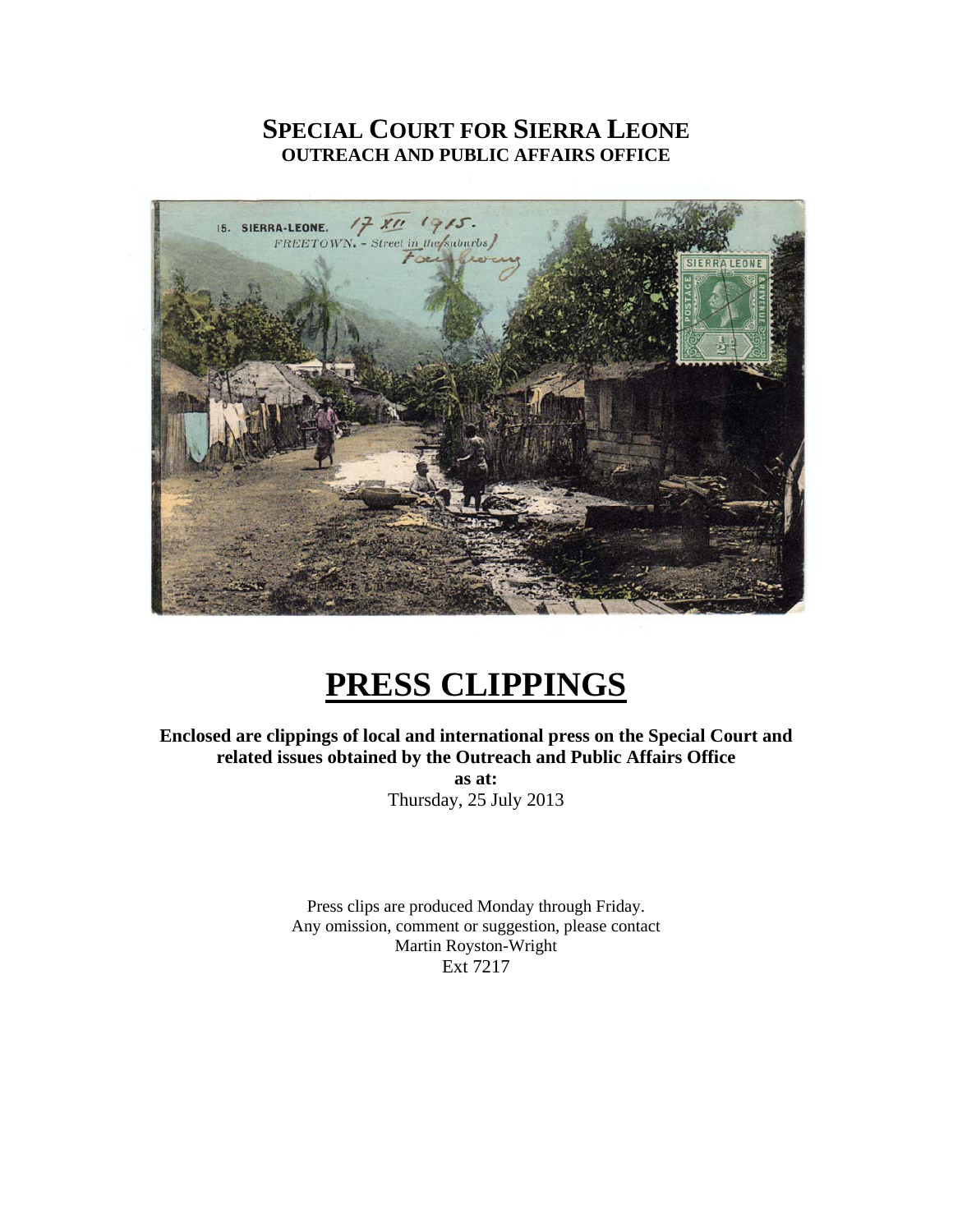# SPECIAL COURT FOR SIERRA LEONE
## OUTREACH AND PUBLIC AFFAIRS OFFICE

# PRESS CLIPPINGS

**Enclosed are clippings of local and international press on the Special Court and related issues obtained by the Outreach and Public Affairs Office**

**as at:**

Thursday, 25 July 2013

Press clips are produced Monday through Friday.
Any omission, comment or suggestion, please contact
Martin Royston-Wright
Ext 7217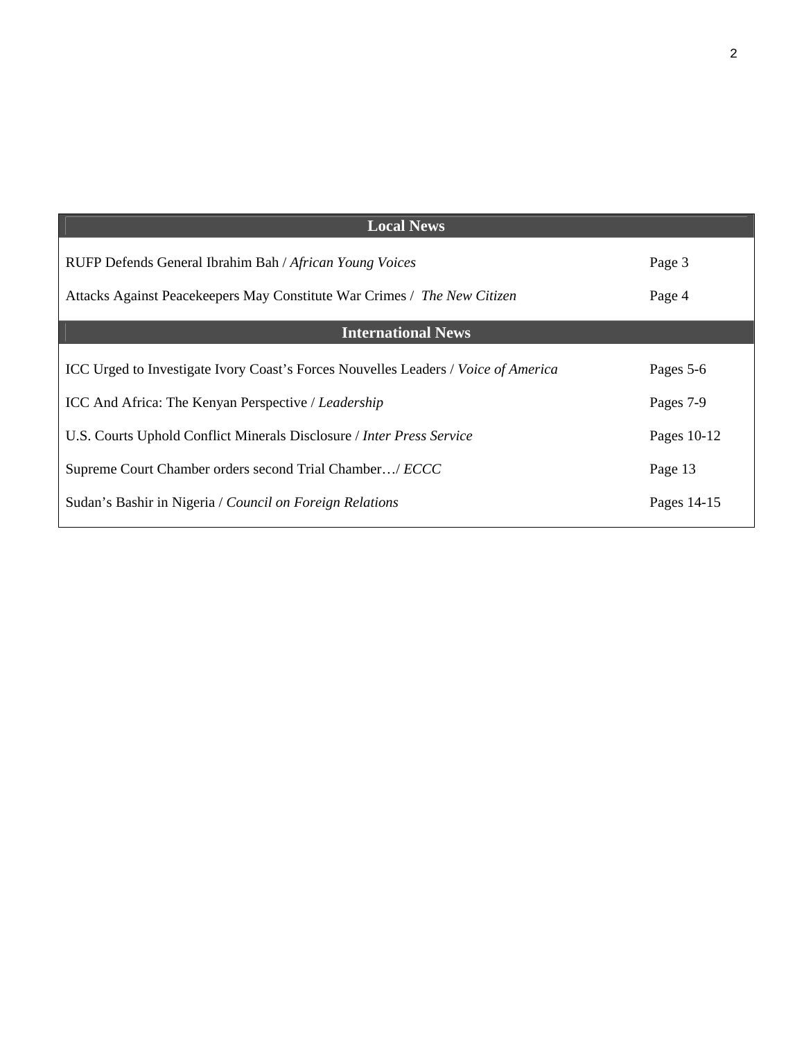| Local News | |
|---|---|
| RUFP Defends General Ibrahim Bah / *African Young Voices* | Page 3 |
| Attacks Against Peacekeepers May Constitute War Crimes / *The New Citizen* | Page 4 |
| **International News** | |
| ICC Urged to Investigate Ivory Coast's Forces Nouvelles Leaders / *Voice of America* | Pages 5-6 |
| ICC And Africa: The Kenyan Perspective / *Leadership* | Pages 7-9 |
| U.S. Courts Uphold Conflict Minerals Disclosure / *Inter Press Service* | Pages 10-12 |
| Supreme Court Chamber orders second Trial Chamber…/ *ECCC* | Page 13 |
| Sudan's Bashir in Nigeria / *Council on Foreign Relations* | Pages 14-15 |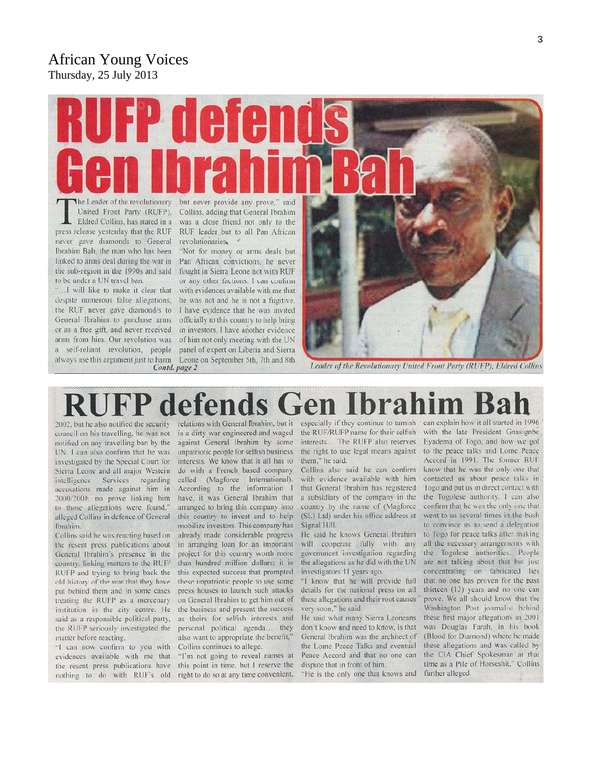# African Young Voices

Thursday, 25 July 2013

# RUFP defends Gen Ibrahim Bah

The Leader of the revolutionary United Front Party (RUFP), Eldred Collins, has stated in a press release yesterday that the RUF never gave diamonds to General Ibrahim Bah, the man who has been linked to arms deal during the war in the sub-region in the 1990s and said to be under a UN travel ban.

"...I will like to make it clear that despite numerous false allegations, the RUF never gave diamond/s to General Ibrahim to purchase arms or as a free gift, and never received arms from him. Our revolution was a self-reliant revolution, people always use this argument just to harm but never provide any prove," said Collins, adding that General Ibrahim was a close friend not only to the RUF leader but to all Pan African revolutionaries.

"Not for money or arms deals but Pan African convictions, he never fought in Sierra Leone not with RUF or any other factions. I can confirm with evidences available with me that he was not and he is not a fugitive. I have evidence that he was invited officially to this country to help bring in investors. I have another evidence of him not only meeting with the UN panel of expert on Liberia and Sierra Leone on September 5th, 7th and 8th

*Contd. page 2*

Leader of the Revolutionary United Front Party (RUFP), Eldred Collins

# RUFP defends Gen Ibrahim Bah

2002, but he also notified the security council on his travelling, he was not notified on any travelling ban by the UN. I can also confirm that he was investigated by the Special Court for Sierra Leone and all major Western intelligence Services regarding accusations made against him in 2000/2001, no prove linking him to those allegations were found," alleged Collins in defence of General Ibrahim.

Collins said he was reacting based on the resent press publications about General Ibrahim's presence in the country, linking matters to the RUF/RUFP and trying to bring back the old history of the war that they have put behind them and in some cases treating the RUFP as a mercenary institution in the city centre. He said as a responsible political party, the RUFP seriously investigated the matter before reacting.

"I can now confirm to you with evidences available with me that the resent press publications have nothing to do with RUF's old relations with General Ibrahim, but it is a dirty war engineered and waged against General Ibrahim by some unpatriotic people for selfish business interests. We know that it all has to do with a French based company called (Magforce International). According to the information I have, it was General Ibrahim that arranged to bring this company into this country to invest and to help mobilize investors. This company has already made considerable progress in arranging loan for an important project for this country worth more than hundred million dollars; it is this expected success that prompted these unpatriotic people to use some press houses to launch such attacks on General Ibrahim to get him out of the business and present the success as theirs for selfish interests and personal political agenda... they also want to appropriate the benefit," Collins continues to allege.

"I'm not going to reveal names at this point in time, but I reserve the right to do so at any time convenient, especially if they continue to tarnish the RUF/RUFP name for their selfish interests... The RUFP also reserves the right to use legal means against them," he said.

Collins also said he can confirm with evidence available with him that General Ibrahim has registered a subsidiary of the company in the country by the name of (Magforce (SL) Ltd) under his office address at Signal Hill.

He said he knows General Ibrahim will cooperate fully with any government investigation regarding the allegations as he did with the UN investigators 11 years ago.

"I know that he will provide full details for the national press on all these allegations and their root causes very soon," he said.

He said what many Sierra Leoneans don't know and need to know, is that General Ibrahim was the architect of the Lome Peace Talks and eventual Peace Accord and that no one can dispute that in front of him.

"He is the only one that knows and can explain how it all started in 1996 with the late President Gnasignbe Eyadema of Togo, and how we got to the peace talks and Lome Peace Accord in 1991. The former RUF know that he was the only one that contacted us about peace talks in Togo and put us in direct contact with the Togolese authority. I can also confirm that he was the only one that went to us several times in the bush to convince us to send a delegation to Togo for peace talks after making all the necessary arrangements with the Togolese authorities. People are not talking about that but just concentrating on fabricated lies that no one has proven for the pass thirteen (13) years and no one can prove. We all should know that the Washington Post journalist behind these first major allegations in 2001 was Douglas Farah, in his book (Blood for Diamond) where he made these allegations and was called by the CIA Chief Spokesman at that time as a Pile of Horseshit," Collins further alleged.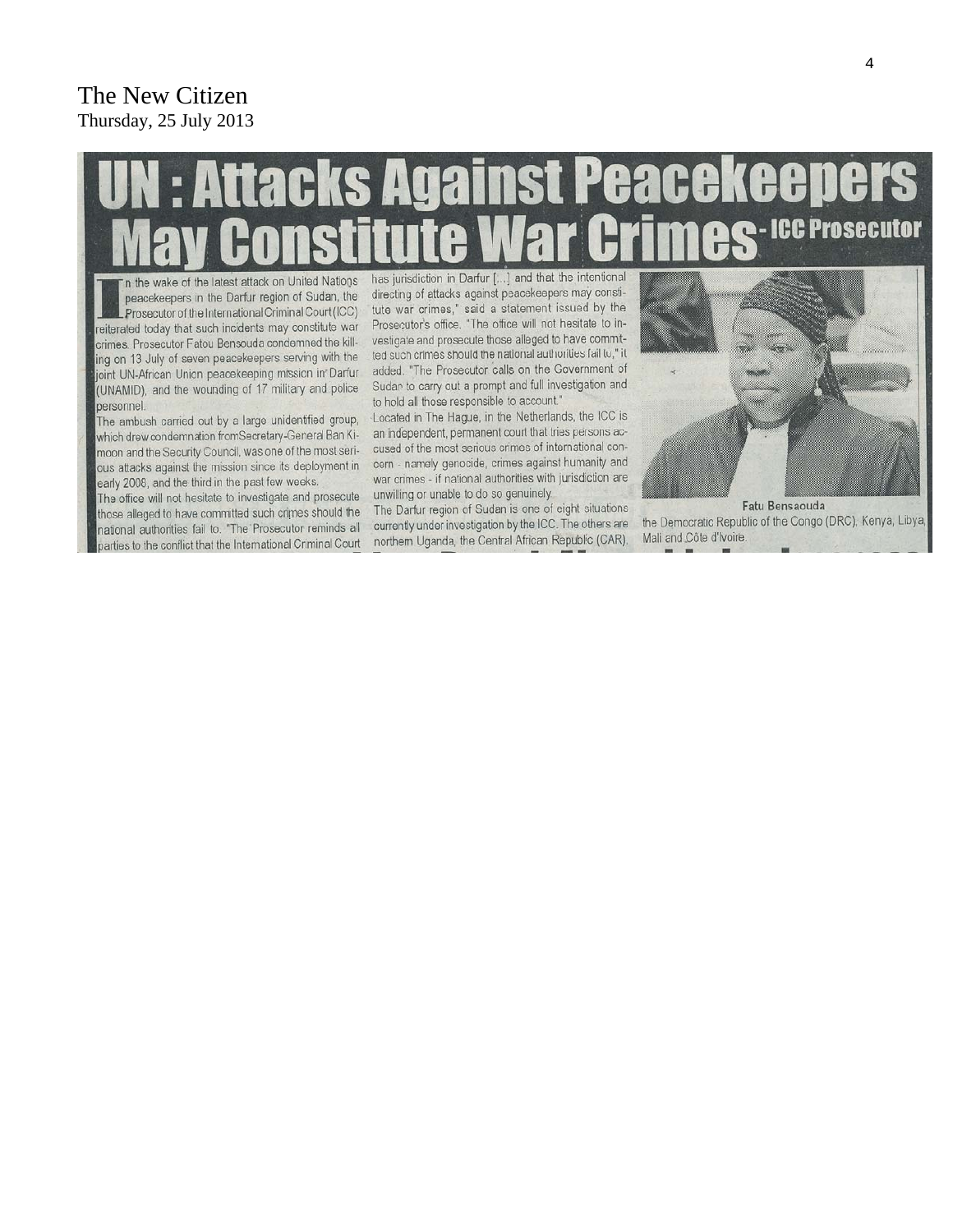The New Citizen
Thursday, 25 July 2013

# UN : Attacks Against Peacekeepers May Constitute War Crimes - ICC Prosecutor

In the wake of the latest attack on United Nations peacekeepers in the Darfur region of Sudan, the Prosecutor of the International Criminal Court (ICC) reiterated today that such incidents may constitute war crimes. Prosecutor Fatou Bensouda condemned the killing on 13 July of seven peacekeepers serving with the joint UN-African Union peacekeeping mission in Darfur (UNAMID), and the wounding of 17 military and police personnel.

The ambush carried out by a large unidentified group, which drew condemnation fromSecretary-General Ban Ki-moon and the Security Council, was one of the most serious attacks against the mission since its deployment in early 2008, and the third in the past few weeks.

The office will not hesitate to investigate and prosecute those alleged to have committed such crimes should the national authorities fail to. "The Prosecutor reminds all parties to the conflict that the International Criminal Court has jurisdiction in Darfur [...] and that the intentional directing of attacks against peacekeepers may constitute war crimes," said a statement issued by the Prosecutor's office. "The office will not hesitate to investigate and prosecute those alleged to have committed such crimes should the national authorities fail to," it added. "The Prosecutor calls on the Government of Sudan to carry out a prompt and full investigation and to hold all those responsible to account."

Located in The Hague, in the Netherlands, the ICC is an independent, permanent court that tries persons accused of the most serious crimes of international concern - namely genocide, crimes against humanity and war crimes - if national authorities with jurisdiction are unwilling or unable to do so genuinely.

The Darfur region of Sudan is one of eight situations currently under investigation by the ICC. The others are northern Uganda, the Central African Republic (CAR), the Democratic Republic of the Congo (DRC), Kenya, Libya, Mali and Côte d'Ivoire.

Fatu Bensaouda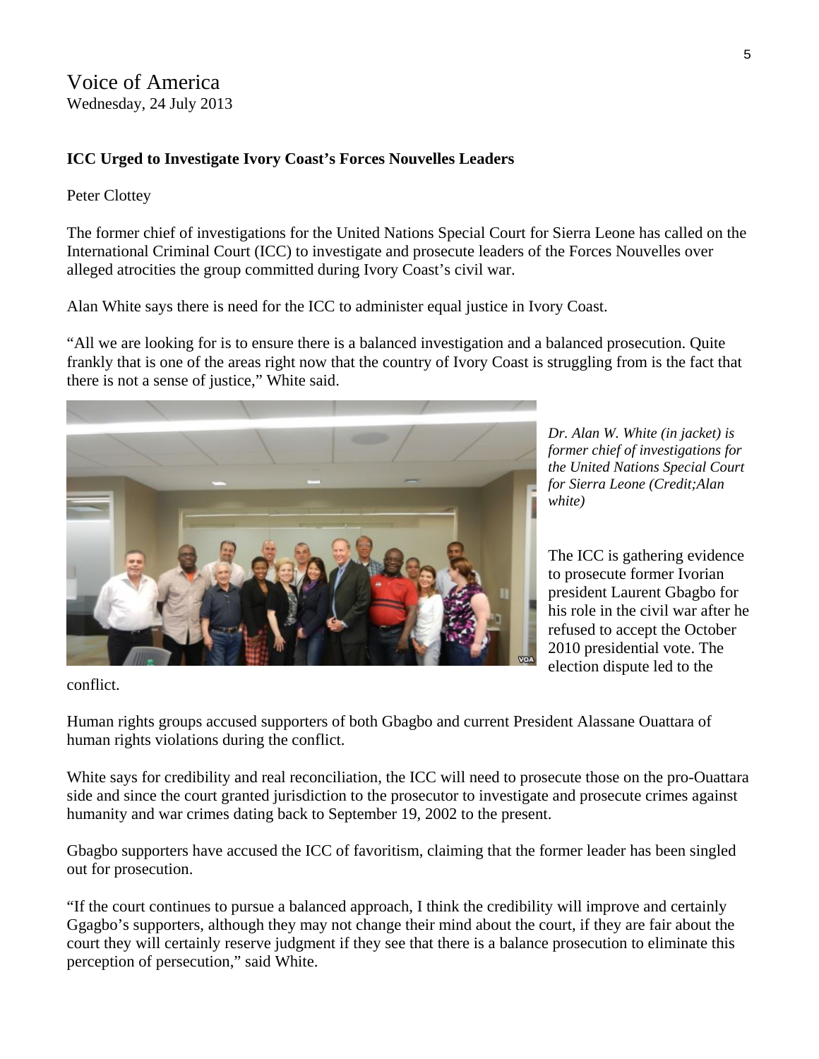# Voice of America

Wednesday, 24 July 2013

**ICC Urged to Investigate Ivory Coast's Forces Nouvelles Leaders**

Peter Clottey

The former chief of investigations for the United Nations Special Court for Sierra Leone has called on the International Criminal Court (ICC) to investigate and prosecute leaders of the Forces Nouvelles over alleged atrocities the group committed during Ivory Coast's civil war.

Alan White says there is need for the ICC to administer equal justice in Ivory Coast.

"All we are looking for is to ensure there is a balanced investigation and a balanced prosecution. Quite frankly that is one of the areas right now that the country of Ivory Coast is struggling from is the fact that there is not a sense of justice," White said.

*Dr. Alan W. White (in jacket) is former chief of investigations for the United Nations Special Court for Sierra Leone (Credit;Alan white)*

The ICC is gathering evidence to prosecute former Ivorian president Laurent Gbagbo for his role in the civil war after he refused to accept the October 2010 presidential vote. The election dispute led to the conflict.

Human rights groups accused supporters of both Gbagbo and current President Alassane Ouattara of human rights violations during the conflict.

White says for credibility and real reconciliation, the ICC will need to prosecute those on the pro-Ouattara side and since the court granted jurisdiction to the prosecutor to investigate and prosecute crimes against humanity and war crimes dating back to September 19, 2002 to the present.

Gbagbo supporters have accused the ICC of favoritism, claiming that the former leader has been singled out for prosecution.

"If the court continues to pursue a balanced approach, I think the credibility will improve and certainly Ggagbo's supporters, although they may not change their mind about the court, if they are fair about the court they will certainly reserve judgment if they see that there is a balance prosecution to eliminate this perception of persecution," said White.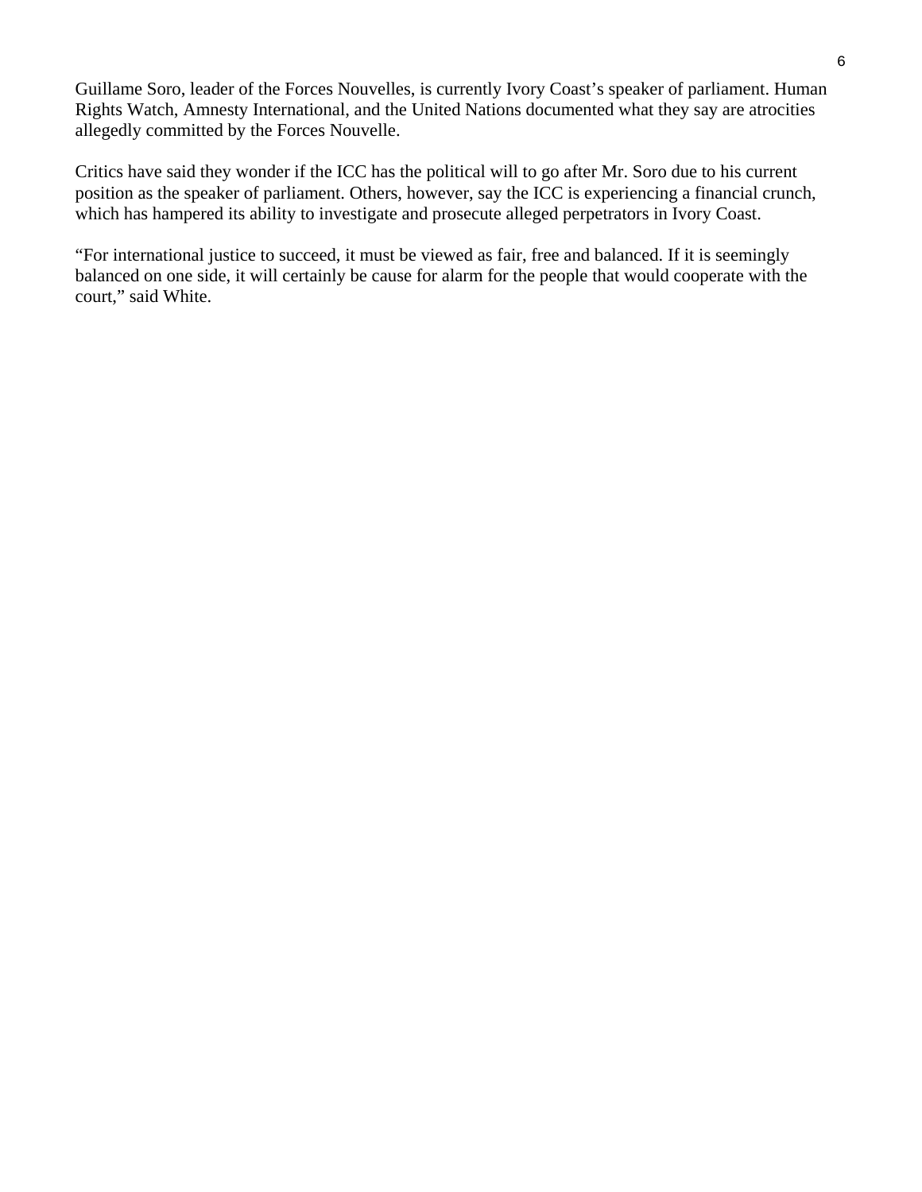Guillame Soro, leader of the Forces Nouvelles, is currently Ivory Coast's speaker of parliament. Human Rights Watch, Amnesty International, and the United Nations documented what they say are atrocities allegedly committed by the Forces Nouvelle.

Critics have said they wonder if the ICC has the political will to go after Mr. Soro due to his current position as the speaker of parliament. Others, however, say the ICC is experiencing a financial crunch, which has hampered its ability to investigate and prosecute alleged perpetrators in Ivory Coast.

"For international justice to succeed, it must be viewed as fair, free and balanced. If it is seemingly balanced on one side, it will certainly be cause for alarm for the people that would cooperate with the court," said White.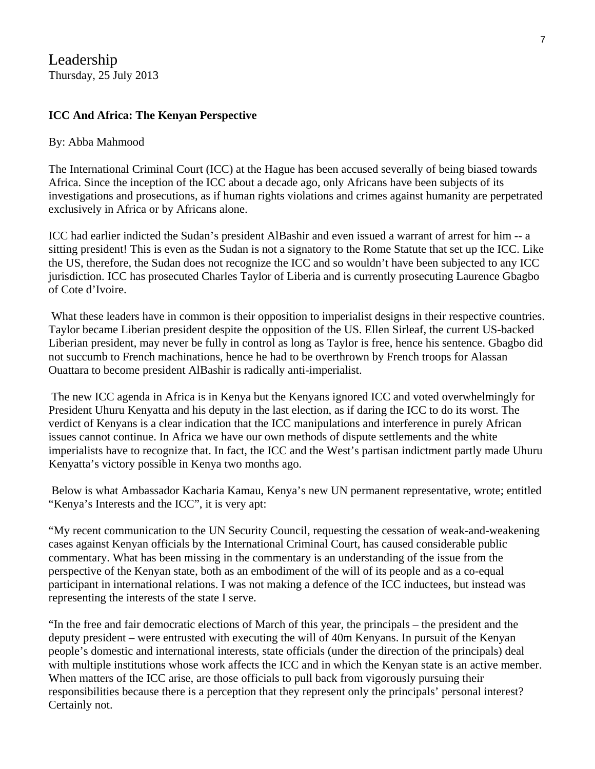Leadership
Thursday, 25 July 2013

**ICC And Africa: The Kenyan Perspective**

By: Abba Mahmood

The International Criminal Court (ICC) at the Hague has been accused severally of being biased towards Africa. Since the inception of the ICC about a decade ago, only Africans have been subjects of its investigations and prosecutions, as if human rights violations and crimes against humanity are perpetrated exclusively in Africa or by Africans alone.

ICC had earlier indicted the Sudan's president AlBashir and even issued a warrant of arrest for him -- a sitting president! This is even as the Sudan is not a signatory to the Rome Statute that set up the ICC. Like the US, therefore, the Sudan does not recognize the ICC and so wouldn't have been subjected to any ICC jurisdiction. ICC has prosecuted Charles Taylor of Liberia and is currently prosecuting Laurence Gbagbo of Cote d'Ivoire.

What these leaders have in common is their opposition to imperialist designs in their respective countries. Taylor became Liberian president despite the opposition of the US. Ellen Sirleaf, the current US-backed Liberian president, may never be fully in control as long as Taylor is free, hence his sentence. Gbagbo did not succumb to French machinations, hence he had to be overthrown by French troops for Alassan Ouattara to become president AlBashir is radically anti-imperialist.

The new ICC agenda in Africa is in Kenya but the Kenyans ignored ICC and voted overwhelmingly for President Uhuru Kenyatta and his deputy in the last election, as if daring the ICC to do its worst. The verdict of Kenyans is a clear indication that the ICC manipulations and interference in purely African issues cannot continue. In Africa we have our own methods of dispute settlements and the white imperialists have to recognize that. In fact, the ICC and the West's partisan indictment partly made Uhuru Kenyatta's victory possible in Kenya two months ago.

Below is what Ambassador Kacharia Kamau, Kenya's new UN permanent representative, wrote; entitled "Kenya's Interests and the ICC", it is very apt:

"My recent communication to the UN Security Council, requesting the cessation of weak-and-weakening cases against Kenyan officials by the International Criminal Court, has caused considerable public commentary. What has been missing in the commentary is an understanding of the issue from the perspective of the Kenyan state, both as an embodiment of the will of its people and as a co-equal participant in international relations. I was not making a defence of the ICC inductees, but instead was representing the interests of the state I serve.

"In the free and fair democratic elections of March of this year, the principals – the president and the deputy president – were entrusted with executing the will of 40m Kenyans. In pursuit of the Kenyan people's domestic and international interests, state officials (under the direction of the principals) deal with multiple institutions whose work affects the ICC and in which the Kenyan state is an active member. When matters of the ICC arise, are those officials to pull back from vigorously pursuing their responsibilities because there is a perception that they represent only the principals' personal interest? Certainly not.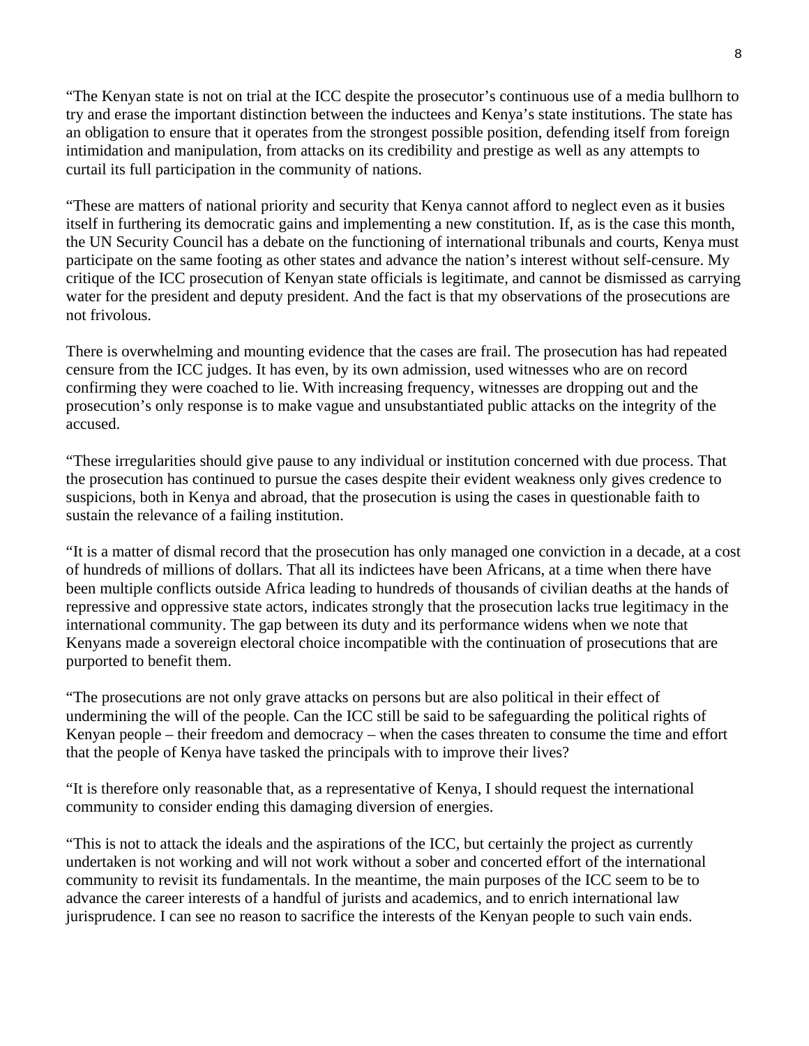"The Kenyan state is not on trial at the ICC despite the prosecutor's continuous use of a media bullhorn to try and erase the important distinction between the inductees and Kenya's state institutions. The state has an obligation to ensure that it operates from the strongest possible position, defending itself from foreign intimidation and manipulation, from attacks on its credibility and prestige as well as any attempts to curtail its full participation in the community of nations.

"These are matters of national priority and security that Kenya cannot afford to neglect even as it busies itself in furthering its democratic gains and implementing a new constitution. If, as is the case this month, the UN Security Council has a debate on the functioning of international tribunals and courts, Kenya must participate on the same footing as other states and advance the nation's interest without self-censure. My critique of the ICC prosecution of Kenyan state officials is legitimate, and cannot be dismissed as carrying water for the president and deputy president. And the fact is that my observations of the prosecutions are not frivolous.

There is overwhelming and mounting evidence that the cases are frail. The prosecution has had repeated censure from the ICC judges. It has even, by its own admission, used witnesses who are on record confirming they were coached to lie. With increasing frequency, witnesses are dropping out and the prosecution's only response is to make vague and unsubstantiated public attacks on the integrity of the accused.

"These irregularities should give pause to any individual or institution concerned with due process. That the prosecution has continued to pursue the cases despite their evident weakness only gives credence to suspicions, both in Kenya and abroad, that the prosecution is using the cases in questionable faith to sustain the relevance of a failing institution.

"It is a matter of dismal record that the prosecution has only managed one conviction in a decade, at a cost of hundreds of millions of dollars. That all its indictees have been Africans, at a time when there have been multiple conflicts outside Africa leading to hundreds of thousands of civilian deaths at the hands of repressive and oppressive state actors, indicates strongly that the prosecution lacks true legitimacy in the international community. The gap between its duty and its performance widens when we note that Kenyans made a sovereign electoral choice incompatible with the continuation of prosecutions that are purported to benefit them.

"The prosecutions are not only grave attacks on persons but are also political in their effect of undermining the will of the people. Can the ICC still be said to be safeguarding the political rights of Kenyan people – their freedom and democracy – when the cases threaten to consume the time and effort that the people of Kenya have tasked the principals with to improve their lives?

"It is therefore only reasonable that, as a representative of Kenya, I should request the international community to consider ending this damaging diversion of energies.

"This is not to attack the ideals and the aspirations of the ICC, but certainly the project as currently undertaken is not working and will not work without a sober and concerted effort of the international community to revisit its fundamentals. In the meantime, the main purposes of the ICC seem to be to advance the career interests of a handful of jurists and academics, and to enrich international law jurisprudence. I can see no reason to sacrifice the interests of the Kenyan people to such vain ends.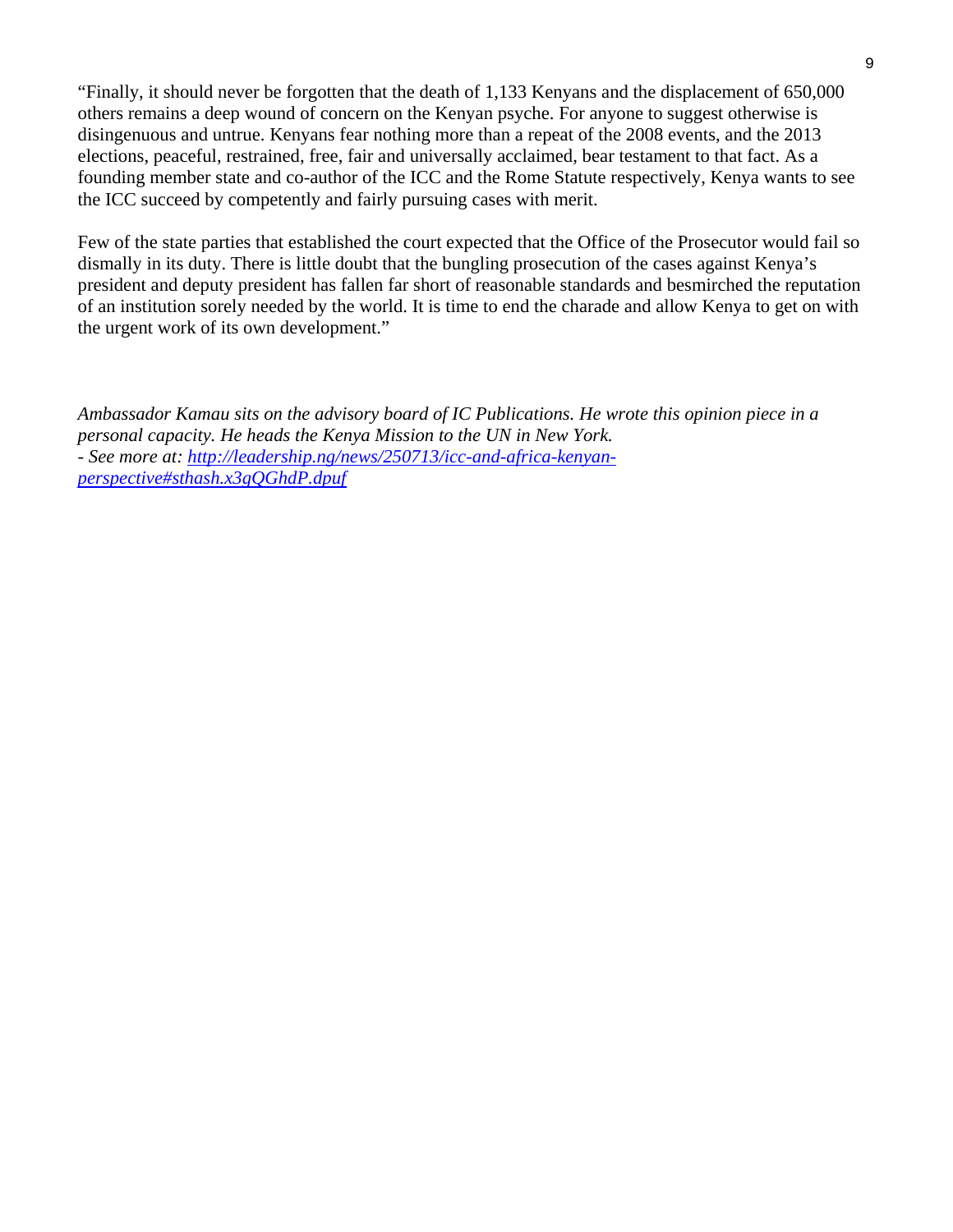"Finally, it should never be forgotten that the death of 1,133 Kenyans and the displacement of 650,000 others remains a deep wound of concern on the Kenyan psyche. For anyone to suggest otherwise is disingenuous and untrue. Kenyans fear nothing more than a repeat of the 2008 events, and the 2013 elections, peaceful, restrained, free, fair and universally acclaimed, bear testament to that fact. As a founding member state and co-author of the ICC and the Rome Statute respectively, Kenya wants to see the ICC succeed by competently and fairly pursuing cases with merit.

Few of the state parties that established the court expected that the Office of the Prosecutor would fail so dismally in its duty. There is little doubt that the bungling prosecution of the cases against Kenya's president and deputy president has fallen far short of reasonable standards and besmirched the reputation of an institution sorely needed by the world. It is time to end the charade and allow Kenya to get on with the urgent work of its own development."

*Ambassador Kamau sits on the advisory board of IC Publications. He wrote this opinion piece in a personal capacity. He heads the Kenya Mission to the UN in New York.*
*- See more at: [http://leadership.ng/news/250713/icc-and-africa-kenyan-perspective#sthash.x3gQGhdP.dpuf](http://leadership.ng/news/250713/icc-and-africa-kenyan-perspective#sthash.x3gQGhdP.dpuf)*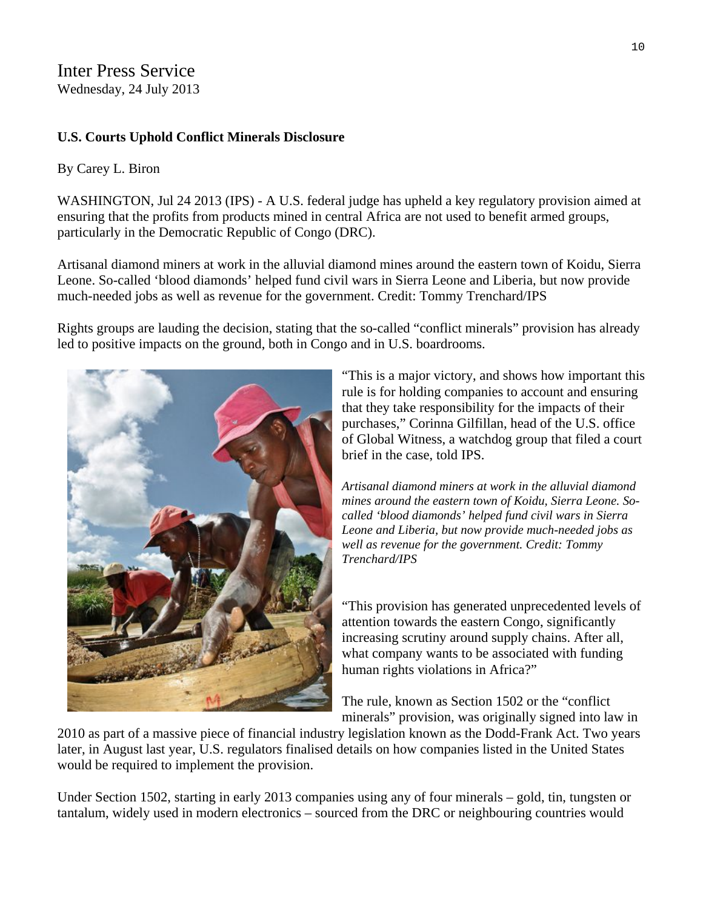Inter Press Service
Wednesday, 24 July 2013

**U.S. Courts Uphold Conflict Minerals Disclosure**

By Carey L. Biron

WASHINGTON, Jul 24 2013 (IPS) - A U.S. federal judge has upheld a key regulatory provision aimed at ensuring that the profits from products mined in central Africa are not used to benefit armed groups, particularly in the Democratic Republic of Congo (DRC).

Artisanal diamond miners at work in the alluvial diamond mines around the eastern town of Koidu, Sierra Leone. So-called 'blood diamonds' helped fund civil wars in Sierra Leone and Liberia, but now provide much-needed jobs as well as revenue for the government. Credit: Tommy Trenchard/IPS

Rights groups are lauding the decision, stating that the so-called "conflict minerals" provision has already led to positive impacts on the ground, both in Congo and in U.S. boardrooms.

"This is a major victory, and shows how important this rule is for holding companies to account and ensuring that they take responsibility for the impacts of their purchases," Corinna Gilfillan, head of the U.S. office of Global Witness, a watchdog group that filed a court brief in the case, told IPS.

*Artisanal diamond miners at work in the alluvial diamond mines around the eastern town of Koidu, Sierra Leone. So-called 'blood diamonds' helped fund civil wars in Sierra Leone and Liberia, but now provide much-needed jobs as well as revenue for the government. Credit: Tommy Trenchard/IPS*

"This provision has generated unprecedented levels of attention towards the eastern Congo, significantly increasing scrutiny around supply chains. After all, what company wants to be associated with funding human rights violations in Africa?"

The rule, known as Section 1502 or the "conflict minerals" provision, was originally signed into law in 2010 as part of a massive piece of financial industry legislation known as the Dodd-Frank Act. Two years later, in August last year, U.S. regulators finalised details on how companies listed in the United States would be required to implement the provision.

Under Section 1502, starting in early 2013 companies using any of four minerals – gold, tin, tungsten or tantalum, widely used in modern electronics – sourced from the DRC or neighbouring countries would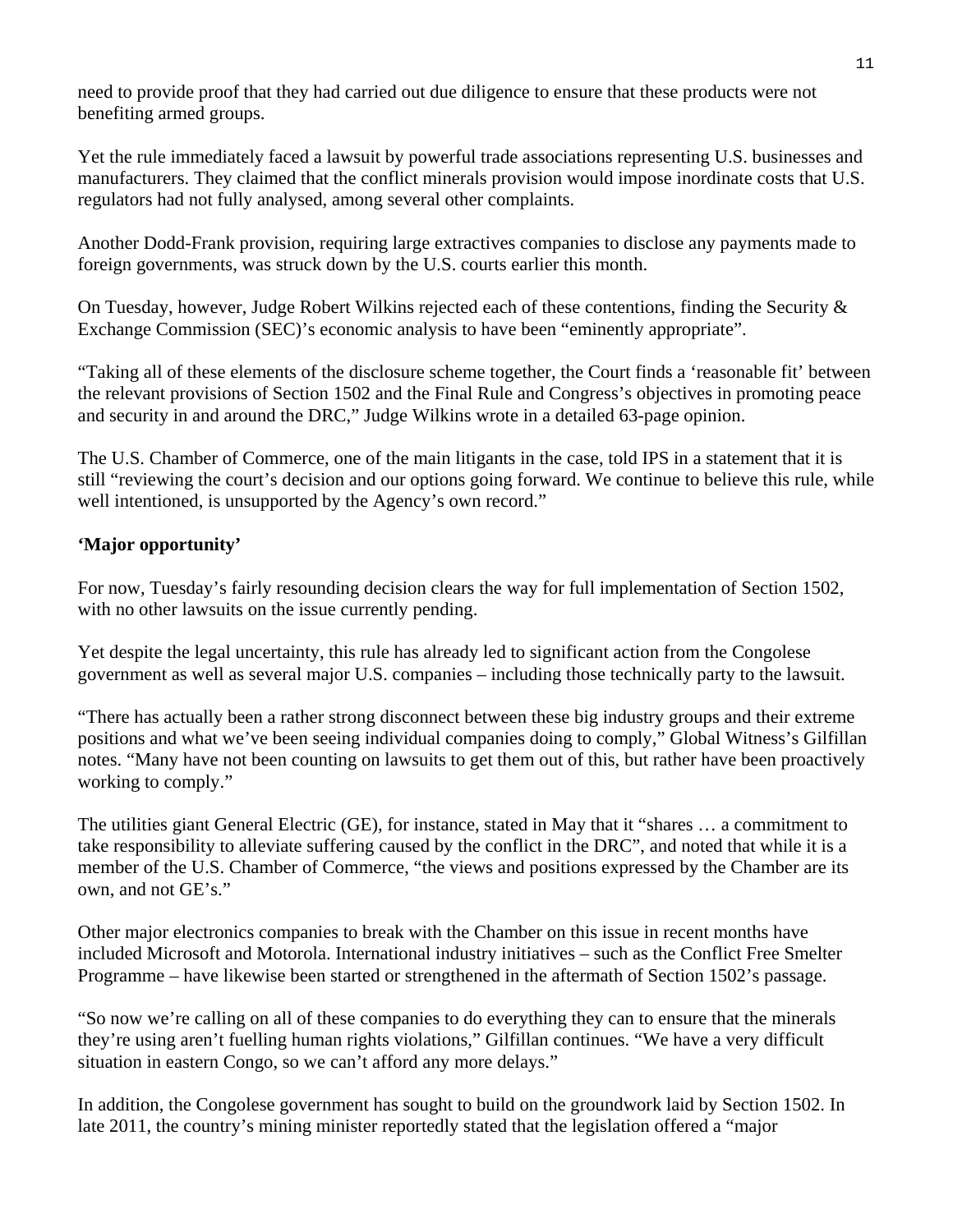need to provide proof that they had carried out due diligence to ensure that these products were not benefiting armed groups.

Yet the rule immediately faced a lawsuit by powerful trade associations representing U.S. businesses and manufacturers. They claimed that the conflict minerals provision would impose inordinate costs that U.S. regulators had not fully analysed, among several other complaints.

Another Dodd-Frank provision, requiring large extractives companies to disclose any payments made to foreign governments, was struck down by the U.S. courts earlier this month.

On Tuesday, however, Judge Robert Wilkins rejected each of these contentions, finding the Security & Exchange Commission (SEC)'s economic analysis to have been "eminently appropriate".

"Taking all of these elements of the disclosure scheme together, the Court finds a 'reasonable fit' between the relevant provisions of Section 1502 and the Final Rule and Congress's objectives in promoting peace and security in and around the DRC," Judge Wilkins wrote in a detailed 63-page opinion.

The U.S. Chamber of Commerce, one of the main litigants in the case, told IPS in a statement that it is still "reviewing the court's decision and our options going forward. We continue to believe this rule, while well intentioned, is unsupported by the Agency's own record."

**'Major opportunity'**

For now, Tuesday's fairly resounding decision clears the way for full implementation of Section 1502, with no other lawsuits on the issue currently pending.

Yet despite the legal uncertainty, this rule has already led to significant action from the Congolese government as well as several major U.S. companies – including those technically party to the lawsuit.

"There has actually been a rather strong disconnect between these big industry groups and their extreme positions and what we've been seeing individual companies doing to comply," Global Witness's Gilfillan notes. "Many have not been counting on lawsuits to get them out of this, but rather have been proactively working to comply."

The utilities giant General Electric (GE), for instance, stated in May that it "shares … a commitment to take responsibility to alleviate suffering caused by the conflict in the DRC", and noted that while it is a member of the U.S. Chamber of Commerce, "the views and positions expressed by the Chamber are its own, and not GE's."

Other major electronics companies to break with the Chamber on this issue in recent months have included Microsoft and Motorola. International industry initiatives – such as the Conflict Free Smelter Programme – have likewise been started or strengthened in the aftermath of Section 1502's passage.

"So now we're calling on all of these companies to do everything they can to ensure that the minerals they're using aren't fuelling human rights violations," Gilfillan continues. "We have a very difficult situation in eastern Congo, so we can't afford any more delays."

In addition, the Congolese government has sought to build on the groundwork laid by Section 1502. In late 2011, the country's mining minister reportedly stated that the legislation offered a "major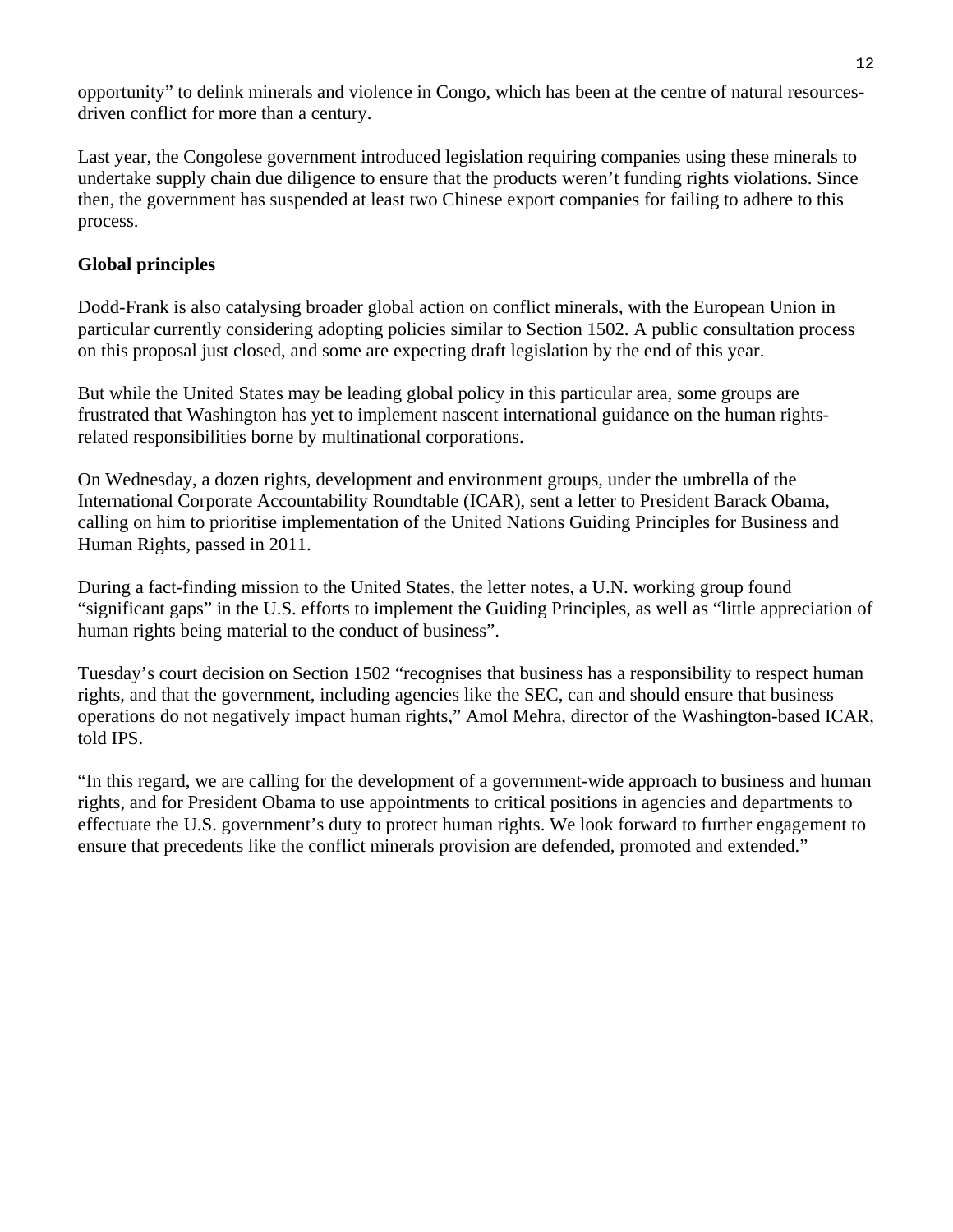opportunity" to delink minerals and violence in Congo, which has been at the centre of natural resources-driven conflict for more than a century.

Last year, the Congolese government introduced legislation requiring companies using these minerals to undertake supply chain due diligence to ensure that the products weren't funding rights violations. Since then, the government has suspended at least two Chinese export companies for failing to adhere to this process.

**Global principles**

Dodd-Frank is also catalysing broader global action on conflict minerals, with the European Union in particular currently considering adopting policies similar to Section 1502. A public consultation process on this proposal just closed, and some are expecting draft legislation by the end of this year.

But while the United States may be leading global policy in this particular area, some groups are frustrated that Washington has yet to implement nascent international guidance on the human rights-related responsibilities borne by multinational corporations.

On Wednesday, a dozen rights, development and environment groups, under the umbrella of the International Corporate Accountability Roundtable (ICAR), sent a letter to President Barack Obama, calling on him to prioritise implementation of the United Nations Guiding Principles for Business and Human Rights, passed in 2011.

During a fact-finding mission to the United States, the letter notes, a U.N. working group found "significant gaps" in the U.S. efforts to implement the Guiding Principles, as well as "little appreciation of human rights being material to the conduct of business".

Tuesday's court decision on Section 1502 "recognises that business has a responsibility to respect human rights, and that the government, including agencies like the SEC, can and should ensure that business operations do not negatively impact human rights," Amol Mehra, director of the Washington-based ICAR, told IPS.

"In this regard, we are calling for the development of a government-wide approach to business and human rights, and for President Obama to use appointments to critical positions in agencies and departments to effectuate the U.S. government's duty to protect human rights. We look forward to further engagement to ensure that precedents like the conflict minerals provision are defended, promoted and extended."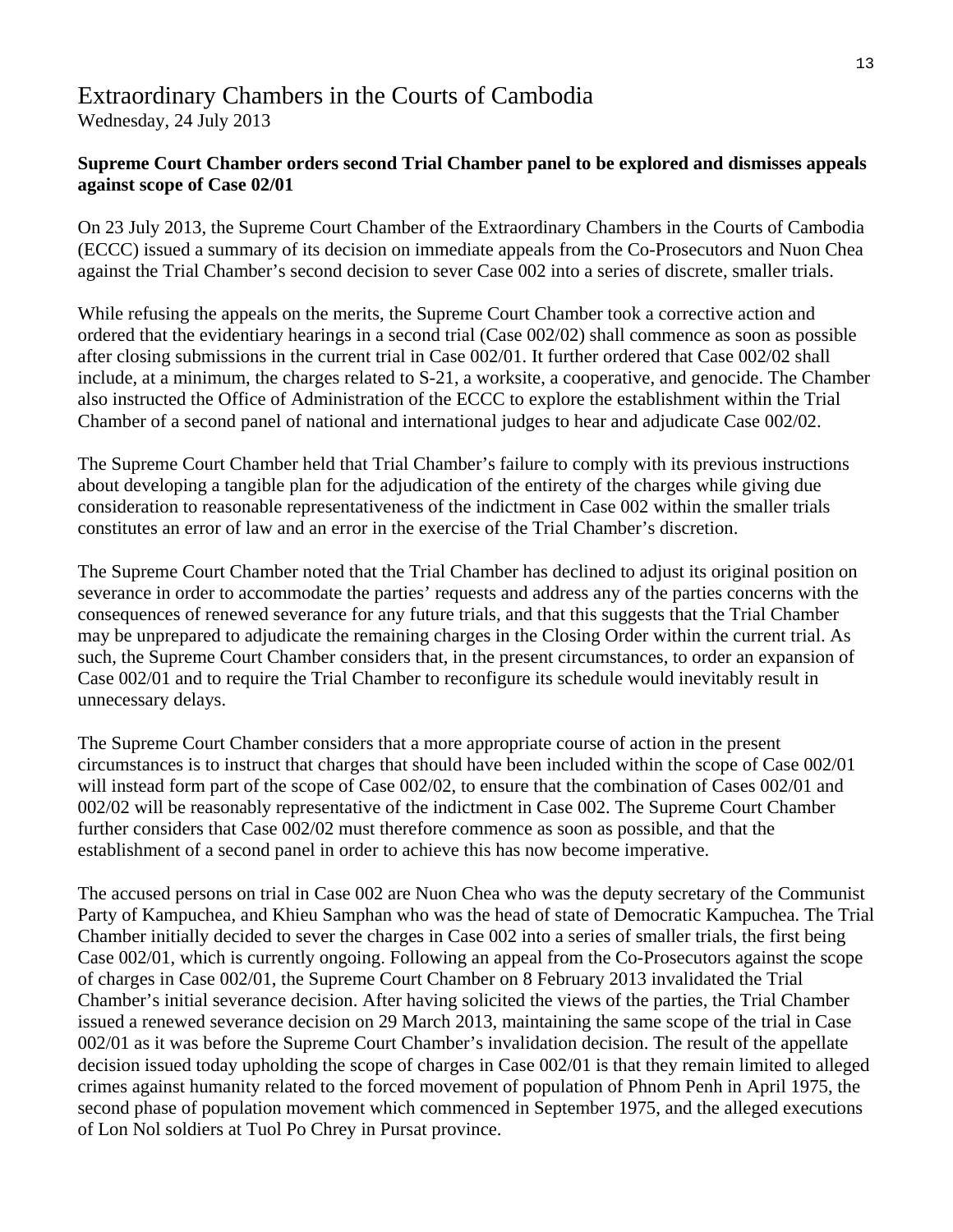# Extraordinary Chambers in the Courts of Cambodia

Wednesday, 24 July 2013

**Supreme Court Chamber orders second Trial Chamber panel to be explored and dismisses appeals against scope of Case 02/01**

On 23 July 2013, the Supreme Court Chamber of the Extraordinary Chambers in the Courts of Cambodia (ECCC) issued a summary of its decision on immediate appeals from the Co-Prosecutors and Nuon Chea against the Trial Chamber's second decision to sever Case 002 into a series of discrete, smaller trials.

While refusing the appeals on the merits, the Supreme Court Chamber took a corrective action and ordered that the evidentiary hearings in a second trial (Case 002/02) shall commence as soon as possible after closing submissions in the current trial in Case 002/01. It further ordered that Case 002/02 shall include, at a minimum, the charges related to S-21, a worksite, a cooperative, and genocide. The Chamber also instructed the Office of Administration of the ECCC to explore the establishment within the Trial Chamber of a second panel of national and international judges to hear and adjudicate Case 002/02.

The Supreme Court Chamber held that Trial Chamber's failure to comply with its previous instructions about developing a tangible plan for the adjudication of the entirety of the charges while giving due consideration to reasonable representativeness of the indictment in Case 002 within the smaller trials constitutes an error of law and an error in the exercise of the Trial Chamber's discretion.

The Supreme Court Chamber noted that the Trial Chamber has declined to adjust its original position on severance in order to accommodate the parties' requests and address any of the parties concerns with the consequences of renewed severance for any future trials, and that this suggests that the Trial Chamber may be unprepared to adjudicate the remaining charges in the Closing Order within the current trial. As such, the Supreme Court Chamber considers that, in the present circumstances, to order an expansion of Case 002/01 and to require the Trial Chamber to reconfigure its schedule would inevitably result in unnecessary delays.

The Supreme Court Chamber considers that a more appropriate course of action in the present circumstances is to instruct that charges that should have been included within the scope of Case 002/01 will instead form part of the scope of Case 002/02, to ensure that the combination of Cases 002/01 and 002/02 will be reasonably representative of the indictment in Case 002. The Supreme Court Chamber further considers that Case 002/02 must therefore commence as soon as possible, and that the establishment of a second panel in order to achieve this has now become imperative.

The accused persons on trial in Case 002 are Nuon Chea who was the deputy secretary of the Communist Party of Kampuchea, and Khieu Samphan who was the head of state of Democratic Kampuchea. The Trial Chamber initially decided to sever the charges in Case 002 into a series of smaller trials, the first being Case 002/01, which is currently ongoing. Following an appeal from the Co-Prosecutors against the scope of charges in Case 002/01, the Supreme Court Chamber on 8 February 2013 invalidated the Trial Chamber's initial severance decision. After having solicited the views of the parties, the Trial Chamber issued a renewed severance decision on 29 March 2013, maintaining the same scope of the trial in Case 002/01 as it was before the Supreme Court Chamber's invalidation decision. The result of the appellate decision issued today upholding the scope of charges in Case 002/01 is that they remain limited to alleged crimes against humanity related to the forced movement of population of Phnom Penh in April 1975, the second phase of population movement which commenced in September 1975, and the alleged executions of Lon Nol soldiers at Tuol Po Chrey in Pursat province.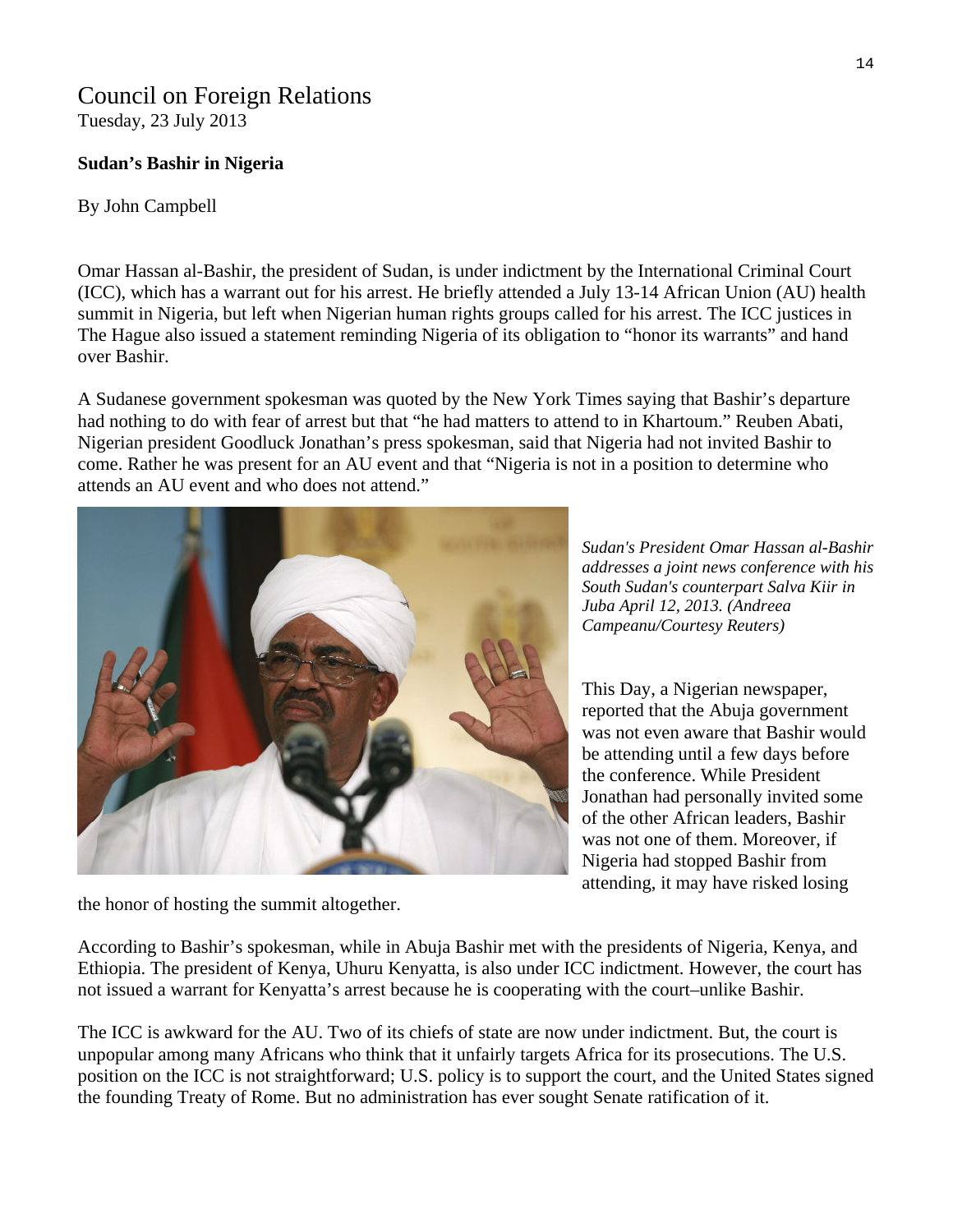# Council on Foreign Relations

Tuesday, 23 July 2013

**Sudan's Bashir in Nigeria**

By John Campbell

Omar Hassan al-Bashir, the president of Sudan, is under indictment by the International Criminal Court (ICC), which has a warrant out for his arrest. He briefly attended a July 13-14 African Union (AU) health summit in Nigeria, but left when Nigerian human rights groups called for his arrest. The ICC justices in The Hague also issued a statement reminding Nigeria of its obligation to "honor its warrants" and hand over Bashir.

A Sudanese government spokesman was quoted by the New York Times saying that Bashir's departure had nothing to do with fear of arrest but that "he had matters to attend to in Khartoum." Reuben Abati, Nigerian president Goodluck Jonathan's press spokesman, said that Nigeria had not invited Bashir to come. Rather he was present for an AU event and that "Nigeria is not in a position to determine who attends an AU event and who does not attend."

*Sudan's President Omar Hassan al-Bashir addresses a joint news conference with his South Sudan's counterpart Salva Kiir in Juba April 12, 2013. (Andreea Campeanu/Courtesy Reuters)*

This Day, a Nigerian newspaper, reported that the Abuja government was not even aware that Bashir would be attending until a few days before the conference. While President Jonathan had personally invited some of the other African leaders, Bashir was not one of them. Moreover, if Nigeria had stopped Bashir from attending, it may have risked losing the honor of hosting the summit altogether.

According to Bashir's spokesman, while in Abuja Bashir met with the presidents of Nigeria, Kenya, and Ethiopia. The president of Kenya, Uhuru Kenyatta, is also under ICC indictment. However, the court has not issued a warrant for Kenyatta's arrest because he is cooperating with the court–unlike Bashir.

The ICC is awkward for the AU. Two of its chiefs of state are now under indictment. But, the court is unpopular among many Africans who think that it unfairly targets Africa for its prosecutions. The U.S. position on the ICC is not straightforward; U.S. policy is to support the court, and the United States signed the founding Treaty of Rome. But no administration has ever sought Senate ratification of it.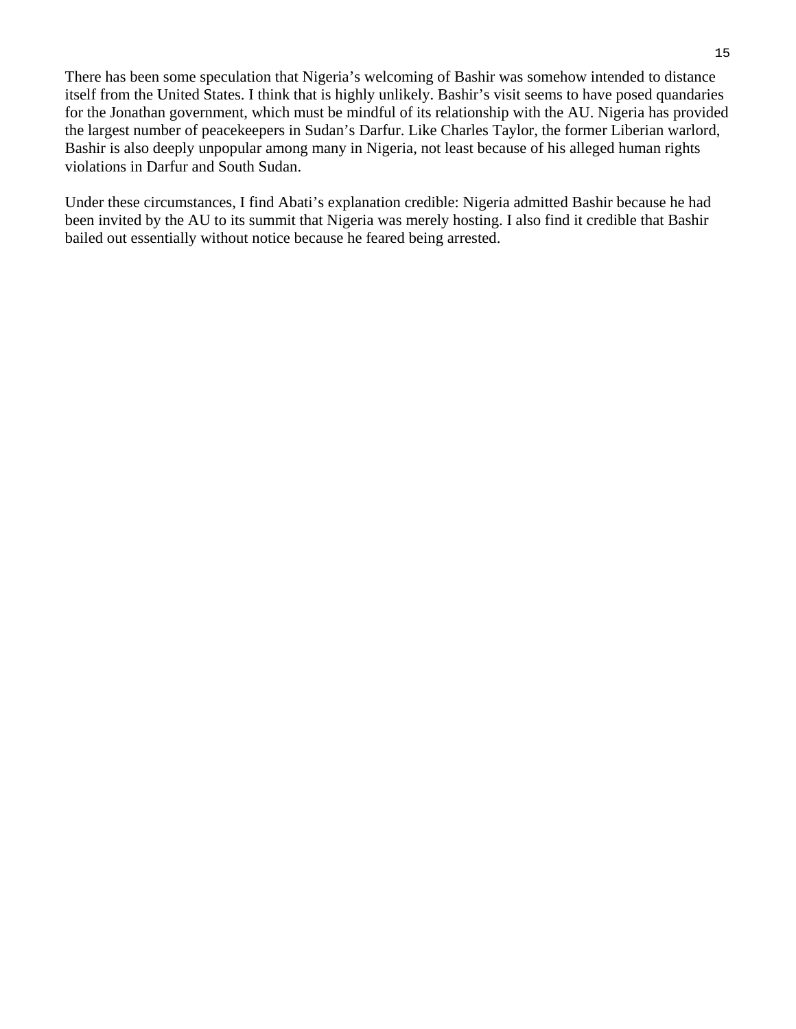There has been some speculation that Nigeria's welcoming of Bashir was somehow intended to distance itself from the United States. I think that is highly unlikely. Bashir's visit seems to have posed quandaries for the Jonathan government, which must be mindful of its relationship with the AU. Nigeria has provided the largest number of peacekeepers in Sudan's Darfur. Like Charles Taylor, the former Liberian warlord, Bashir is also deeply unpopular among many in Nigeria, not least because of his alleged human rights violations in Darfur and South Sudan.

Under these circumstances, I find Abati's explanation credible: Nigeria admitted Bashir because he had been invited by the AU to its summit that Nigeria was merely hosting. I also find it credible that Bashir bailed out essentially without notice because he feared being arrested.